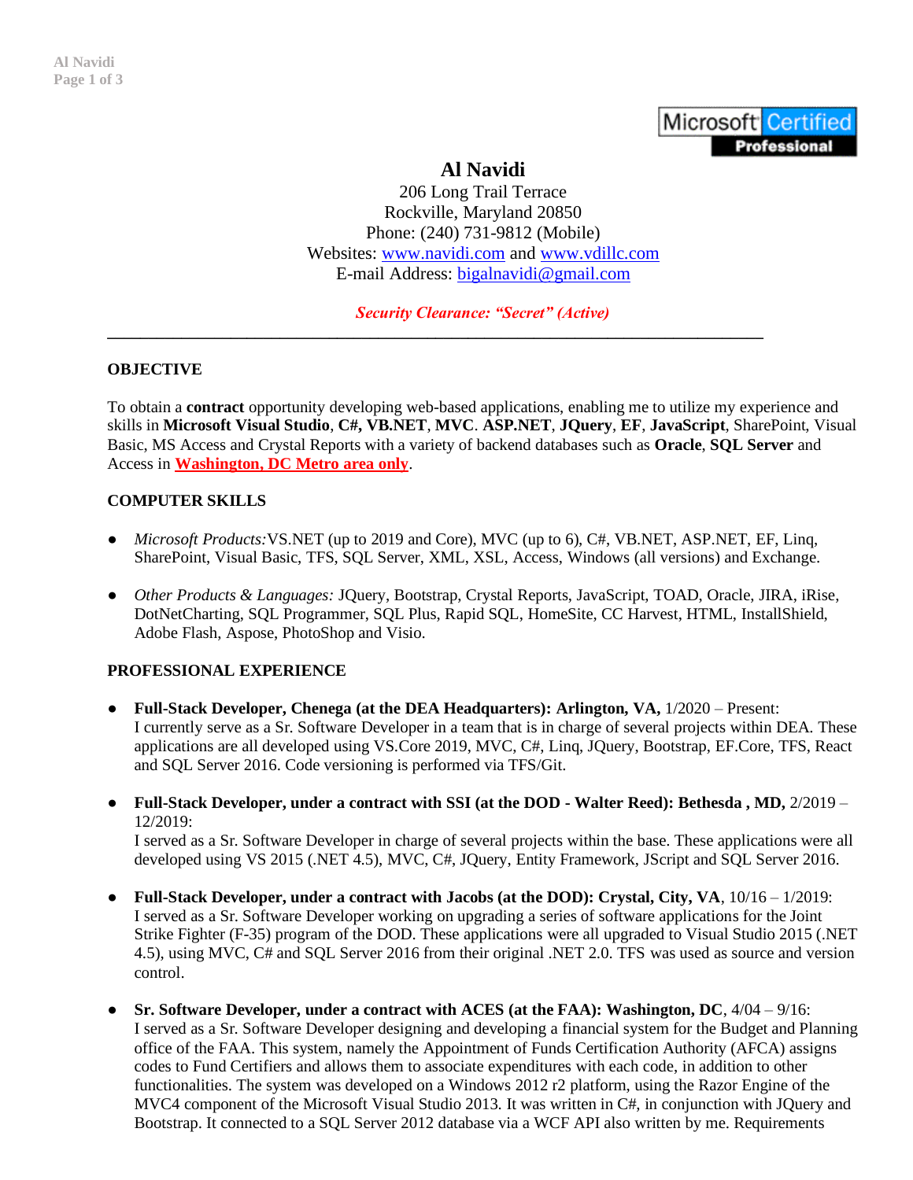# Al Navidi

206 Long Trail Terrace
Rockville, Maryland 20850
Phone: (240) 731-9812 (Mobile)
Websites: www.navidi.com and www.vdillc.com
E-mail Address: bigalnavidi@gmail.com

***Security Clearance: "Secret" (Active)***

---

## OBJECTIVE

To obtain a **contract** opportunity developing web-based applications, enabling me to utilize my experience and skills in **Microsoft Visual Studio**, **C#, VB.NET**, **MVC**. **ASP.NET**, **JQuery**, **EF**, **JavaScript**, SharePoint, Visual Basic, MS Access and Crystal Reports with a variety of backend databases such as **Oracle**, **SQL Server** and Access in **Washington, DC Metro area only**.

## COMPUTER SKILLS

- *Microsoft Products:*VS.NET (up to 2019 and Core), MVC (up to 6), C#, VB.NET, ASP.NET, EF, Linq, SharePoint, Visual Basic, TFS, SQL Server, XML, XSL, Access, Windows (all versions) and Exchange.
- *Other Products & Languages:* JQuery, Bootstrap, Crystal Reports, JavaScript, TOAD, Oracle, JIRA, iRise, DotNetCharting, SQL Programmer, SQL Plus, Rapid SQL, HomeSite, CC Harvest, HTML, InstallShield, Adobe Flash, Aspose, PhotoShop and Visio.

## PROFESSIONAL EXPERIENCE

- **Full-Stack Developer, Chenega (at the DEA Headquarters): Arlington, VA,** 1/2020 – Present:
  I currently serve as a Sr. Software Developer in a team that is in charge of several projects within DEA. These applications are all developed using VS.Core 2019, MVC, C#, Linq, JQuery, Bootstrap, EF.Core, TFS, React and SQL Server 2016. Code versioning is performed via TFS/Git.

- **Full-Stack Developer, under a contract with SSI (at the DOD - Walter Reed): Bethesda , MD,** 2/2019 – 12/2019:
  I served as a Sr. Software Developer in charge of several projects within the base. These applications were all developed using VS 2015 (.NET 4.5), MVC, C#, JQuery, Entity Framework, JScript and SQL Server 2016.

- **Full-Stack Developer, under a contract with Jacobs (at the DOD): Crystal, City, VA**, 10/16 – 1/2019:
  I served as a Sr. Software Developer working on upgrading a series of software applications for the Joint Strike Fighter (F-35) program of the DOD. These applications were all upgraded to Visual Studio 2015 (.NET 4.5), using MVC, C# and SQL Server 2016 from their original .NET 2.0. TFS was used as source and version control.

- **Sr. Software Developer, under a contract with ACES (at the FAA): Washington, DC**, 4/04 – 9/16:
  I served as a Sr. Software Developer designing and developing a financial system for the Budget and Planning office of the FAA. This system, namely the Appointment of Funds Certification Authority (AFCA) assigns codes to Fund Certifiers and allows them to associate expenditures with each code, in addition to other functionalities. The system was developed on a Windows 2012 r2 platform, using the Razor Engine of the MVC4 component of the Microsoft Visual Studio 2013. It was written in C#, in conjunction with JQuery and Bootstrap. It connected to a SQL Server 2012 database via a WCF API also written by me. Requirements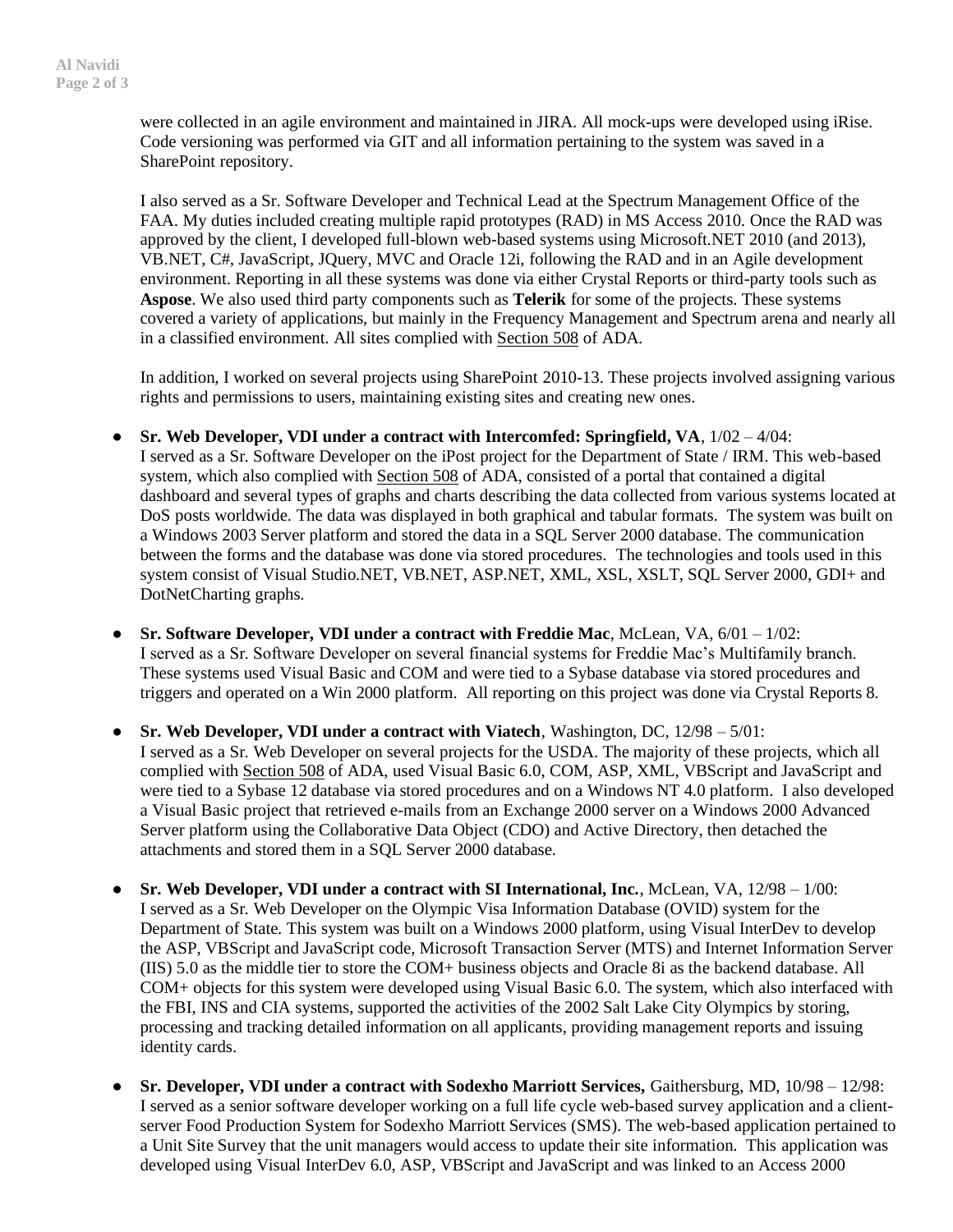were collected in an agile environment and maintained in JIRA. All mock-ups were developed using iRise. Code versioning was performed via GIT and all information pertaining to the system was saved in a SharePoint repository.

I also served as a Sr. Software Developer and Technical Lead at the Spectrum Management Office of the FAA. My duties included creating multiple rapid prototypes (RAD) in MS Access 2010. Once the RAD was approved by the client, I developed full-blown web-based systems using Microsoft.NET 2010 (and 2013), VB.NET, C#, JavaScript, JQuery, MVC and Oracle 12i, following the RAD and in an Agile development environment. Reporting in all these systems was done via either Crystal Reports or third-party tools such as **Aspose**. We also used third party components such as **Telerik** for some of the projects. These systems covered a variety of applications, but mainly in the Frequency Management and Spectrum arena and nearly all in a classified environment. All sites complied with Section 508 of ADA.

In addition, I worked on several projects using SharePoint 2010-13. These projects involved assigning various rights and permissions to users, maintaining existing sites and creating new ones.

- **Sr. Web Developer, VDI under a contract with Intercomfed: Springfield, VA**, 1/02 – 4/04:
  I served as a Sr. Software Developer on the iPost project for the Department of State / IRM. This web-based system, which also complied with Section 508 of ADA, consisted of a portal that contained a digital dashboard and several types of graphs and charts describing the data collected from various systems located at DoS posts worldwide. The data was displayed in both graphical and tabular formats. The system was built on a Windows 2003 Server platform and stored the data in a SQL Server 2000 database. The communication between the forms and the database was done via stored procedures. The technologies and tools used in this system consist of Visual Studio.NET, VB.NET, ASP.NET, XML, XSL, XSLT, SQL Server 2000, GDI+ and DotNetCharting graphs.

- **Sr. Software Developer, VDI under a contract with Freddie Mac**, McLean, VA, 6/01 – 1/02:
  I served as a Sr. Software Developer on several financial systems for Freddie Mac's Multifamily branch. These systems used Visual Basic and COM and were tied to a Sybase database via stored procedures and triggers and operated on a Win 2000 platform. All reporting on this project was done via Crystal Reports 8.

- **Sr. Web Developer, VDI under a contract with Viatech**, Washington, DC, 12/98 – 5/01:
  I served as a Sr. Web Developer on several projects for the USDA. The majority of these projects, which all complied with Section 508 of ADA, used Visual Basic 6.0, COM, ASP, XML, VBScript and JavaScript and were tied to a Sybase 12 database via stored procedures and on a Windows NT 4.0 platform. I also developed a Visual Basic project that retrieved e-mails from an Exchange 2000 server on a Windows 2000 Advanced Server platform using the Collaborative Data Object (CDO) and Active Directory, then detached the attachments and stored them in a SQL Server 2000 database.

- **Sr. Web Developer, VDI under a contract with SI International, Inc.**, McLean, VA, 12/98 – 1/00:
  I served as a Sr. Web Developer on the Olympic Visa Information Database (OVID) system for the Department of State. This system was built on a Windows 2000 platform, using Visual InterDev to develop the ASP, VBScript and JavaScript code, Microsoft Transaction Server (MTS) and Internet Information Server (IIS) 5.0 as the middle tier to store the COM+ business objects and Oracle 8i as the backend database. All COM+ objects for this system were developed using Visual Basic 6.0. The system, which also interfaced with the FBI, INS and CIA systems, supported the activities of the 2002 Salt Lake City Olympics by storing, processing and tracking detailed information on all applicants, providing management reports and issuing identity cards.

- **Sr. Developer, VDI under a contract with Sodexho Marriott Services,** Gaithersburg, MD, 10/98 – 12/98:
  I served as a senior software developer working on a full life cycle web-based survey application and a client-server Food Production System for Sodexho Marriott Services (SMS). The web-based application pertained to a Unit Site Survey that the unit managers would access to update their site information. This application was developed using Visual InterDev 6.0, ASP, VBScript and JavaScript and was linked to an Access 2000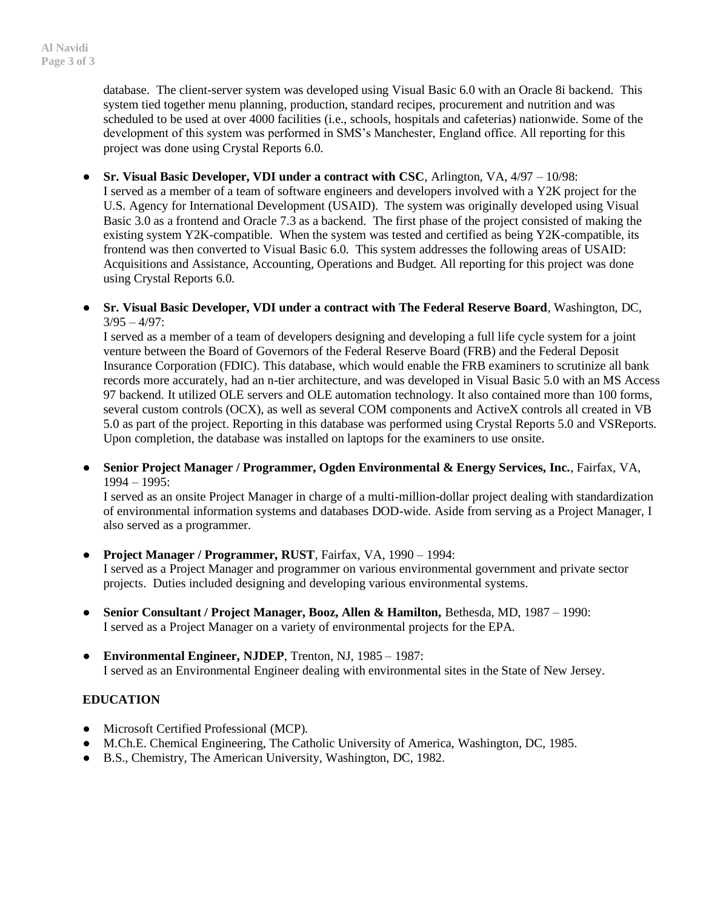database. The client-server system was developed using Visual Basic 6.0 with an Oracle 8i backend. This system tied together menu planning, production, standard recipes, procurement and nutrition and was scheduled to be used at over 4000 facilities (i.e., schools, hospitals and cafeterias) nationwide. Some of the development of this system was performed in SMS's Manchester, England office. All reporting for this project was done using Crystal Reports 6.0.

- **Sr. Visual Basic Developer, VDI under a contract with CSC**, Arlington, VA, 4/97 – 10/98:
  I served as a member of a team of software engineers and developers involved with a Y2K project for the U.S. Agency for International Development (USAID). The system was originally developed using Visual Basic 3.0 as a frontend and Oracle 7.3 as a backend. The first phase of the project consisted of making the existing system Y2K-compatible. When the system was tested and certified as being Y2K-compatible, its frontend was then converted to Visual Basic 6.0. This system addresses the following areas of USAID: Acquisitions and Assistance, Accounting, Operations and Budget. All reporting for this project was done using Crystal Reports 6.0.

- **Sr. Visual Basic Developer, VDI under a contract with The Federal Reserve Board**, Washington, DC, 3/95 – 4/97:
  I served as a member of a team of developers designing and developing a full life cycle system for a joint venture between the Board of Governors of the Federal Reserve Board (FRB) and the Federal Deposit Insurance Corporation (FDIC). This database, which would enable the FRB examiners to scrutinize all bank records more accurately, had an n-tier architecture, and was developed in Visual Basic 5.0 with an MS Access 97 backend. It utilized OLE servers and OLE automation technology. It also contained more than 100 forms, several custom controls (OCX), as well as several COM components and ActiveX controls all created in VB 5.0 as part of the project. Reporting in this database was performed using Crystal Reports 5.0 and VSReports. Upon completion, the database was installed on laptops for the examiners to use onsite.

- **Senior Project Manager / Programmer, Ogden Environmental & Energy Services, Inc.**, Fairfax, VA, 1994 – 1995:
  I served as an onsite Project Manager in charge of a multi-million-dollar project dealing with standardization of environmental information systems and databases DOD-wide. Aside from serving as a Project Manager, I also served as a programmer.

- **Project Manager / Programmer, RUST**, Fairfax, VA, 1990 – 1994:
  I served as a Project Manager and programmer on various environmental government and private sector projects. Duties included designing and developing various environmental systems.

- **Senior Consultant / Project Manager, Booz, Allen & Hamilton,** Bethesda, MD, 1987 – 1990:
  I served as a Project Manager on a variety of environmental projects for the EPA.

- **Environmental Engineer, NJDEP**, Trenton, NJ, 1985 – 1987:
  I served as an Environmental Engineer dealing with environmental sites in the State of New Jersey.

## EDUCATION

- Microsoft Certified Professional (MCP).
- M.Ch.E. Chemical Engineering, The Catholic University of America, Washington, DC, 1985.
- B.S., Chemistry, The American University, Washington, DC, 1982.